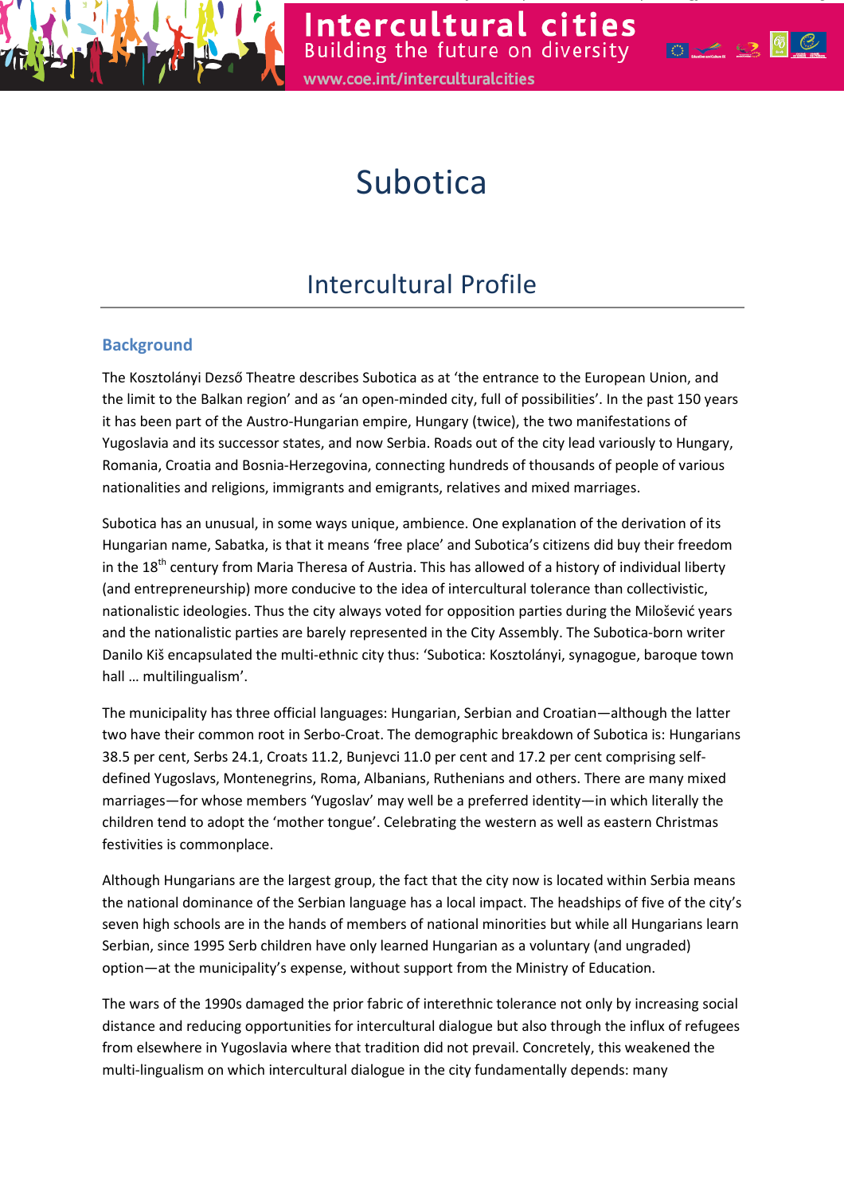# Subotica

## Intercultural Profile

### Background

The Kosztolányi Dezső Theatre describes Subotica as at 'the entrance to the European Union, and the limit to the Balkan region' and as 'an open-minded city, full of possibilities'. In the past 150 years it has been part of the Austro-Hungarian empire, Hungary (twice), the two manifestations of Yugoslavia and its successor states, and now Serbia. Roads out of the city lead variously to Hungary, Romania, Croatia and Bosnia-Herzegovina, connecting hundreds of thousands of people of various nationalities and religions, immigrants and emigrants, relatives and mixed marriages.

Subotica has an unusual, in some ways unique, ambience. One explanation of the derivation of its Hungarian name, Sabatka, is that it means 'free place' and Subotica's citizens did buy their freedom in the 18th century from Maria Theresa of Austria. This has allowed of a history of individual liberty (and entrepreneurship) more conducive to the idea of intercultural tolerance than collectivistic, nationalistic ideologies. Thus the city always voted for opposition parties during the Milošević years and the nationalistic parties are barely represented in the City Assembly. The Subotica-born writer Danilo Kiš encapsulated the multi-ethnic city thus: 'Subotica: Kosztolányi, synagogue, baroque town hall … multilingualism'.

The municipality has three official languages: Hungarian, Serbian and Croatian—although the latter two have their common root in Serbo-Croat. The demographic breakdown of Subotica is: Hungarians 38.5 per cent, Serbs 24.1, Croats 11.2, Bunjevci 11.0 per cent and 17.2 per cent comprising self-defined Yugoslavs, Montenegrins, Roma, Albanians, Ruthenians and others. There are many mixed marriages—for whose members 'Yugoslav' may well be a preferred identity—in which literally the children tend to adopt the 'mother tongue'. Celebrating the western as well as eastern Christmas festivities is commonplace.

Although Hungarians are the largest group, the fact that the city now is located within Serbia means the national dominance of the Serbian language has a local impact. The headships of five of the city's seven high schools are in the hands of members of national minorities but while all Hungarians learn Serbian, since 1995 Serb children have only learned Hungarian as a voluntary (and ungraded) option—at the municipality's expense, without support from the Ministry of Education.

The wars of the 1990s damaged the prior fabric of interethnic tolerance not only by increasing social distance and reducing opportunities for intercultural dialogue but also through the influx of refugees from elsewhere in Yugoslavia where that tradition did not prevail. Concretely, this weakened the multi-lingualism on which intercultural dialogue in the city fundamentally depends: many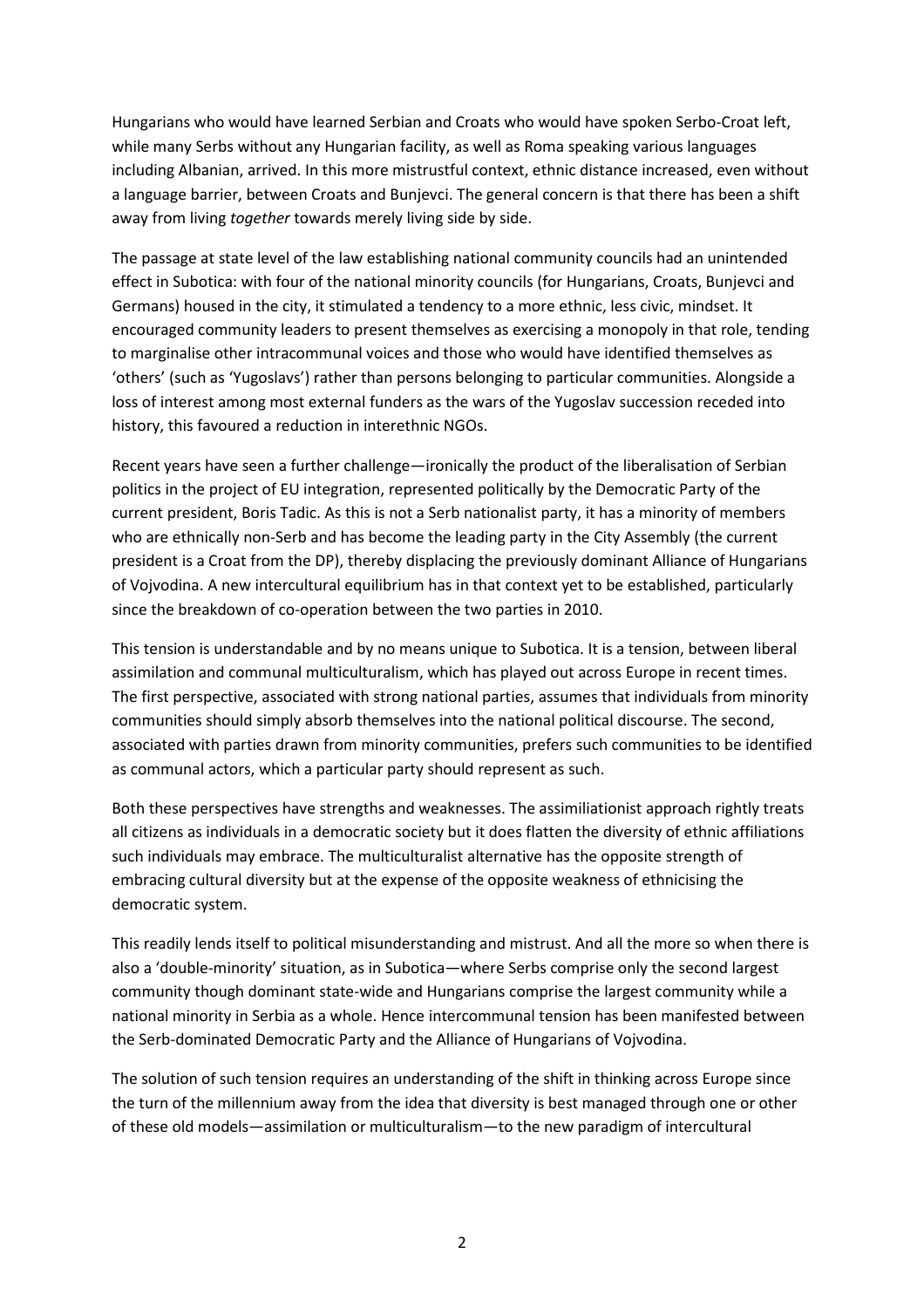Hungarians who would have learned Serbian and Croats who would have spoken Serbo-Croat left, while many Serbs without any Hungarian facility, as well as Roma speaking various languages including Albanian, arrived. In this more mistrustful context, ethnic distance increased, even without a language barrier, between Croats and Bunjevci. The general concern is that there has been a shift away from living *together* towards merely living side by side.

The passage at state level of the law establishing national community councils had an unintended effect in Subotica: with four of the national minority councils (for Hungarians, Croats, Bunjevci and Germans) housed in the city, it stimulated a tendency to a more ethnic, less civic, mindset. It encouraged community leaders to present themselves as exercising a monopoly in that role, tending to marginalise other intracommunal voices and those who would have identified themselves as 'others' (such as 'Yugoslavs') rather than persons belonging to particular communities. Alongside a loss of interest among most external funders as the wars of the Yugoslav succession receded into history, this favoured a reduction in interethnic NGOs.

Recent years have seen a further challenge—ironically the product of the liberalisation of Serbian politics in the project of EU integration, represented politically by the Democratic Party of the current president, Boris Tadic. As this is not a Serb nationalist party, it has a minority of members who are ethnically non-Serb and has become the leading party in the City Assembly (the current president is a Croat from the DP), thereby displacing the previously dominant Alliance of Hungarians of Vojvodina. A new intercultural equilibrium has in that context yet to be established, particularly since the breakdown of co-operation between the two parties in 2010.

This tension is understandable and by no means unique to Subotica. It is a tension, between liberal assimilation and communal multiculturalism, which has played out across Europe in recent times. The first perspective, associated with strong national parties, assumes that individuals from minority communities should simply absorb themselves into the national political discourse. The second, associated with parties drawn from minority communities, prefers such communities to be identified as communal actors, which a particular party should represent as such.

Both these perspectives have strengths and weaknesses. The assimiliationist approach rightly treats all citizens as individuals in a democratic society but it does flatten the diversity of ethnic affiliations such individuals may embrace. The multiculturalist alternative has the opposite strength of embracing cultural diversity but at the expense of the opposite weakness of ethnicising the democratic system.

This readily lends itself to political misunderstanding and mistrust. And all the more so when there is also a 'double-minority' situation, as in Subotica—where Serbs comprise only the second largest community though dominant state-wide and Hungarians comprise the largest community while a national minority in Serbia as a whole. Hence intercommunal tension has been manifested between the Serb-dominated Democratic Party and the Alliance of Hungarians of Vojvodina.

The solution of such tension requires an understanding of the shift in thinking across Europe since the turn of the millennium away from the idea that diversity is best managed through one or other of these old models—assimilation or multiculturalism—to the new paradigm of intercultural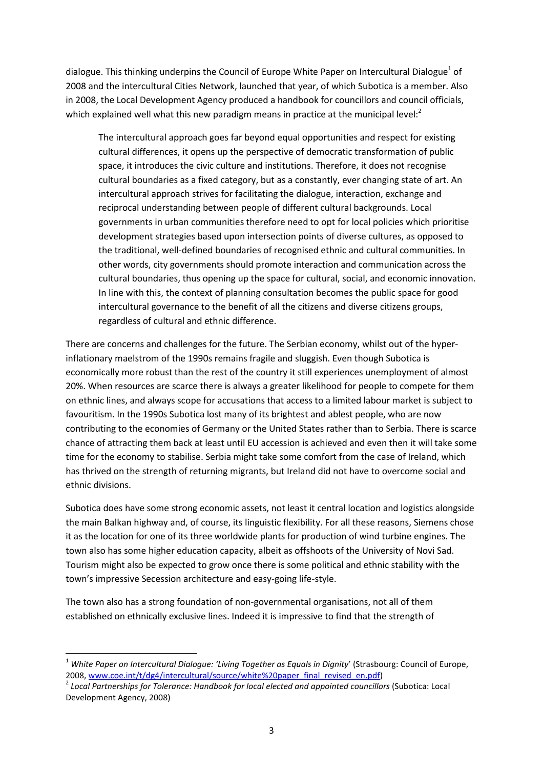dialogue. This thinking underpins the Council of Europe White Paper on Intercultural Dialogue[1] of 2008 and the intercultural Cities Network, launched that year, of which Subotica is a member. Also in 2008, the Local Development Agency produced a handbook for councillors and council officials, which explained well what this new paradigm means in practice at the municipal level:[2]

> The intercultural approach goes far beyond equal opportunities and respect for existing cultural differences, it opens up the perspective of democratic transformation of public space, it introduces the civic culture and institutions. Therefore, it does not recognise cultural boundaries as a fixed category, but as a constantly, ever changing state of art. An intercultural approach strives for facilitating the dialogue, interaction, exchange and reciprocal understanding between people of different cultural backgrounds. Local governments in urban communities therefore need to opt for local policies which prioritise development strategies based upon intersection points of diverse cultures, as opposed to the traditional, well-defined boundaries of recognised ethnic and cultural communities. In other words, city governments should promote interaction and communication across the cultural boundaries, thus opening up the space for cultural, social, and economic innovation. In line with this, the context of planning consultation becomes the public space for good intercultural governance to the benefit of all the citizens and diverse citizens groups, regardless of cultural and ethnic difference.

There are concerns and challenges for the future. The Serbian economy, whilst out of the hyper-inflationary maelstrom of the 1990s remains fragile and sluggish. Even though Subotica is economically more robust than the rest of the country it still experiences unemployment of almost 20%. When resources are scarce there is always a greater likelihood for people to compete for them on ethnic lines, and always scope for accusations that access to a limited labour market is subject to favouritism. In the 1990s Subotica lost many of its brightest and ablest people, who are now contributing to the economies of Germany or the United States rather than to Serbia. There is scarce chance of attracting them back at least until EU accession is achieved and even then it will take some time for the economy to stabilise. Serbia might take some comfort from the case of Ireland, which has thrived on the strength of returning migrants, but Ireland did not have to overcome social and ethnic divisions.

Subotica does have some strong economic assets, not least it central location and logistics alongside the main Balkan highway and, of course, its linguistic flexibility. For all these reasons, Siemens chose it as the location for one of its three worldwide plants for production of wind turbine engines. The town also has some higher education capacity, albeit as offshoots of the University of Novi Sad. Tourism might also be expected to grow once there is some political and ethnic stability with the town's impressive Secession architecture and easy-going life-style.

The town also has a strong foundation of non-governmental organisations, not all of them established on ethnically exclusive lines. Indeed it is impressive to find that the strength of

---

[1] *White Paper on Intercultural Dialogue: 'Living Together as Equals in Dignity*' (Strasbourg: Council of Europe, 2008, www.coe.int/t/dg4/intercultural/source/white%20paper_final_revised_en.pdf)

[2] *Local Partnerships for Tolerance: Handbook for local elected and appointed councillors* (Subotica: Local Development Agency, 2008)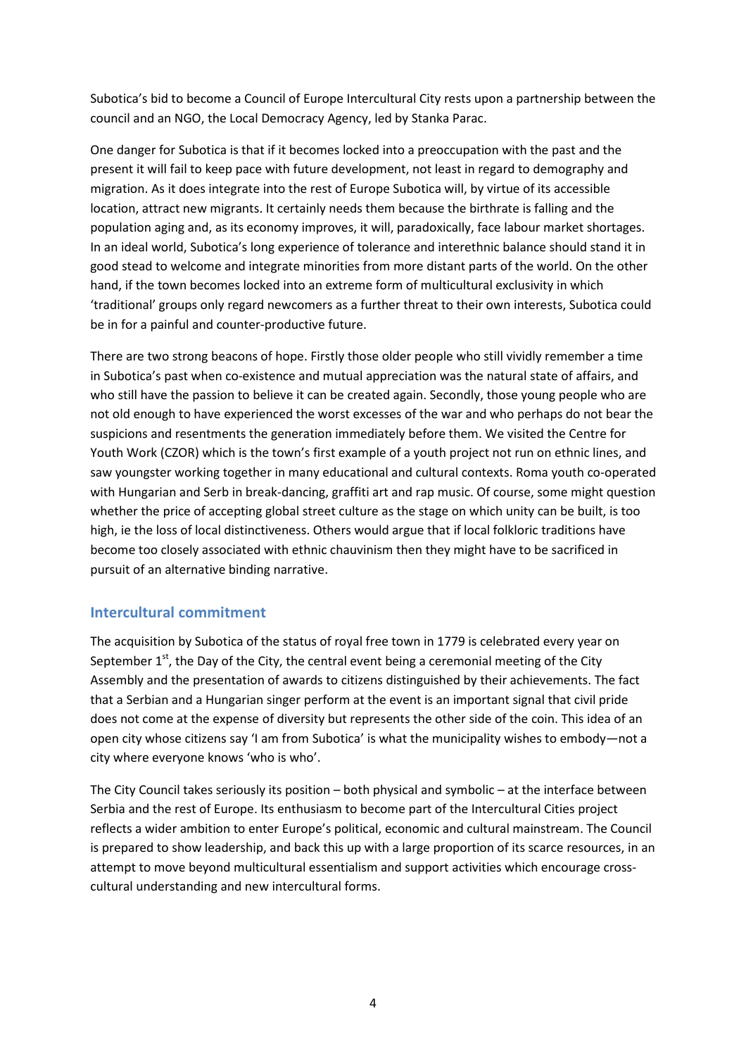Subotica's bid to become a Council of Europe Intercultural City rests upon a partnership between the council and an NGO, the Local Democracy Agency, led by Stanka Parac.

One danger for Subotica is that if it becomes locked into a preoccupation with the past and the present it will fail to keep pace with future development, not least in regard to demography and migration. As it does integrate into the rest of Europe Subotica will, by virtue of its accessible location, attract new migrants. It certainly needs them because the birthrate is falling and the population aging and, as its economy improves, it will, paradoxically, face labour market shortages. In an ideal world, Subotica's long experience of tolerance and interethnic balance should stand it in good stead to welcome and integrate minorities from more distant parts of the world. On the other hand, if the town becomes locked into an extreme form of multicultural exclusivity in which 'traditional' groups only regard newcomers as a further threat to their own interests, Subotica could be in for a painful and counter-productive future.

There are two strong beacons of hope. Firstly those older people who still vividly remember a time in Subotica's past when co-existence and mutual appreciation was the natural state of affairs, and who still have the passion to believe it can be created again. Secondly, those young people who are not old enough to have experienced the worst excesses of the war and who perhaps do not bear the suspicions and resentments the generation immediately before them. We visited the Centre for Youth Work (CZOR) which is the town's first example of a youth project not run on ethnic lines, and saw youngster working together in many educational and cultural contexts. Roma youth co-operated with Hungarian and Serb in break-dancing, graffiti art and rap music. Of course, some might question whether the price of accepting global street culture as the stage on which unity can be built, is too high, ie the loss of local distinctiveness. Others would argue that if local folkloric traditions have become too closely associated with ethnic chauvinism then they might have to be sacrificed in pursuit of an alternative binding narrative.

## Intercultural commitment

The acquisition by Subotica of the status of royal free town in 1779 is celebrated every year on September 1st, the Day of the City, the central event being a ceremonial meeting of the City Assembly and the presentation of awards to citizens distinguished by their achievements. The fact that a Serbian and a Hungarian singer perform at the event is an important signal that civil pride does not come at the expense of diversity but represents the other side of the coin. This idea of an open city whose citizens say 'I am from Subotica' is what the municipality wishes to embody—not a city where everyone knows 'who is who'.

The City Council takes seriously its position – both physical and symbolic – at the interface between Serbia and the rest of Europe. Its enthusiasm to become part of the Intercultural Cities project reflects a wider ambition to enter Europe's political, economic and cultural mainstream. The Council is prepared to show leadership, and back this up with a large proportion of its scarce resources, in an attempt to move beyond multicultural essentialism and support activities which encourage cross-cultural understanding and new intercultural forms.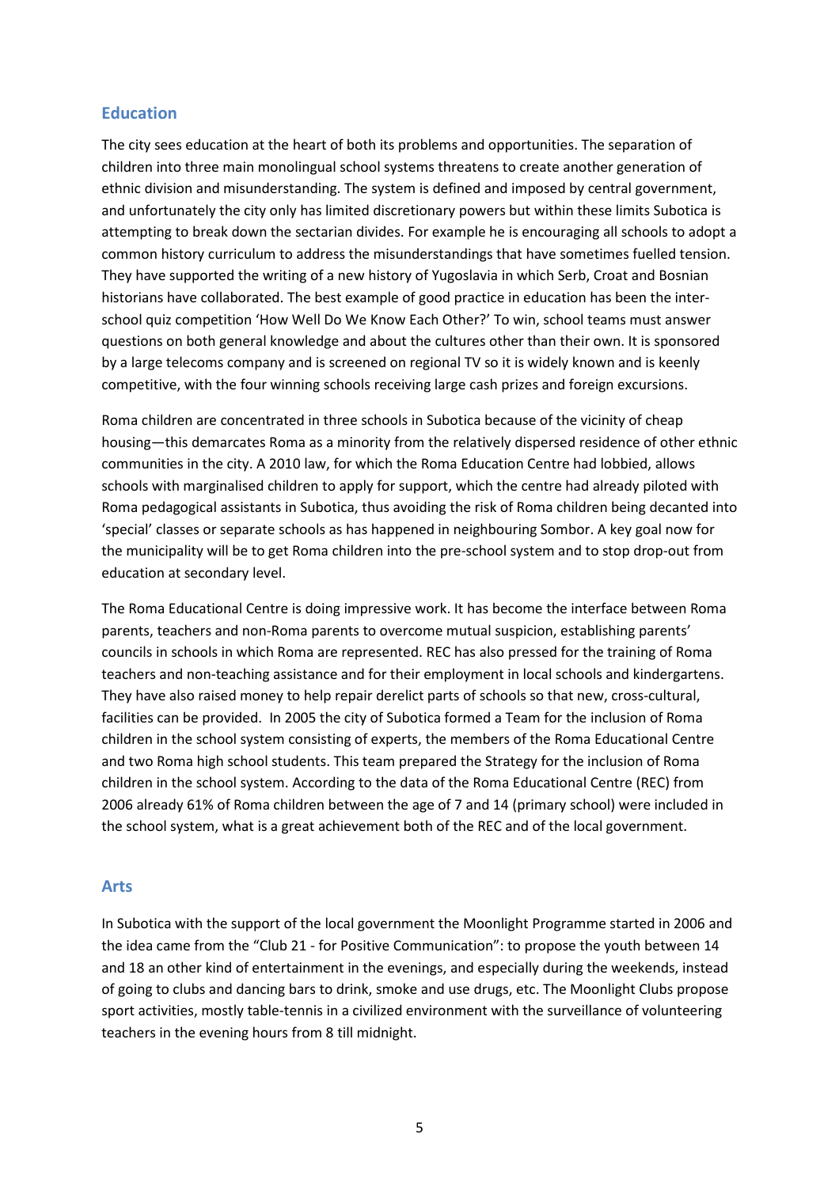## Education

The city sees education at the heart of both its problems and opportunities. The separation of children into three main monolingual school systems threatens to create another generation of ethnic division and misunderstanding. The system is defined and imposed by central government, and unfortunately the city only has limited discretionary powers but within these limits Subotica is attempting to break down the sectarian divides. For example he is encouraging all schools to adopt a common history curriculum to address the misunderstandings that have sometimes fuelled tension. They have supported the writing of a new history of Yugoslavia in which Serb, Croat and Bosnian historians have collaborated. The best example of good practice in education has been the inter-school quiz competition 'How Well Do We Know Each Other?' To win, school teams must answer questions on both general knowledge and about the cultures other than their own. It is sponsored by a large telecoms company and is screened on regional TV so it is widely known and is keenly competitive, with the four winning schools receiving large cash prizes and foreign excursions.

Roma children are concentrated in three schools in Subotica because of the vicinity of cheap housing—this demarcates Roma as a minority from the relatively dispersed residence of other ethnic communities in the city. A 2010 law, for which the Roma Education Centre had lobbied, allows schools with marginalised children to apply for support, which the centre had already piloted with Roma pedagogical assistants in Subotica, thus avoiding the risk of Roma children being decanted into 'special' classes or separate schools as has happened in neighbouring Sombor. A key goal now for the municipality will be to get Roma children into the pre-school system and to stop drop-out from education at secondary level.

The Roma Educational Centre is doing impressive work. It has become the interface between Roma parents, teachers and non-Roma parents to overcome mutual suspicion, establishing parents' councils in schools in which Roma are represented. REC has also pressed for the training of Roma teachers and non-teaching assistance and for their employment in local schools and kindergartens. They have also raised money to help repair derelict parts of schools so that new, cross-cultural, facilities can be provided. In 2005 the city of Subotica formed a Team for the inclusion of Roma children in the school system consisting of experts, the members of the Roma Educational Centre and two Roma high school students. This team prepared the Strategy for the inclusion of Roma children in the school system. According to the data of the Roma Educational Centre (REC) from 2006 already 61% of Roma children between the age of 7 and 14 (primary school) were included in the school system, what is a great achievement both of the REC and of the local government.

## Arts

In Subotica with the support of the local government the Moonlight Programme started in 2006 and the idea came from the "Club 21 - for Positive Communication": to propose the youth between 14 and 18 an other kind of entertainment in the evenings, and especially during the weekends, instead of going to clubs and dancing bars to drink, smoke and use drugs, etc. The Moonlight Clubs propose sport activities, mostly table-tennis in a civilized environment with the surveillance of volunteering teachers in the evening hours from 8 till midnight.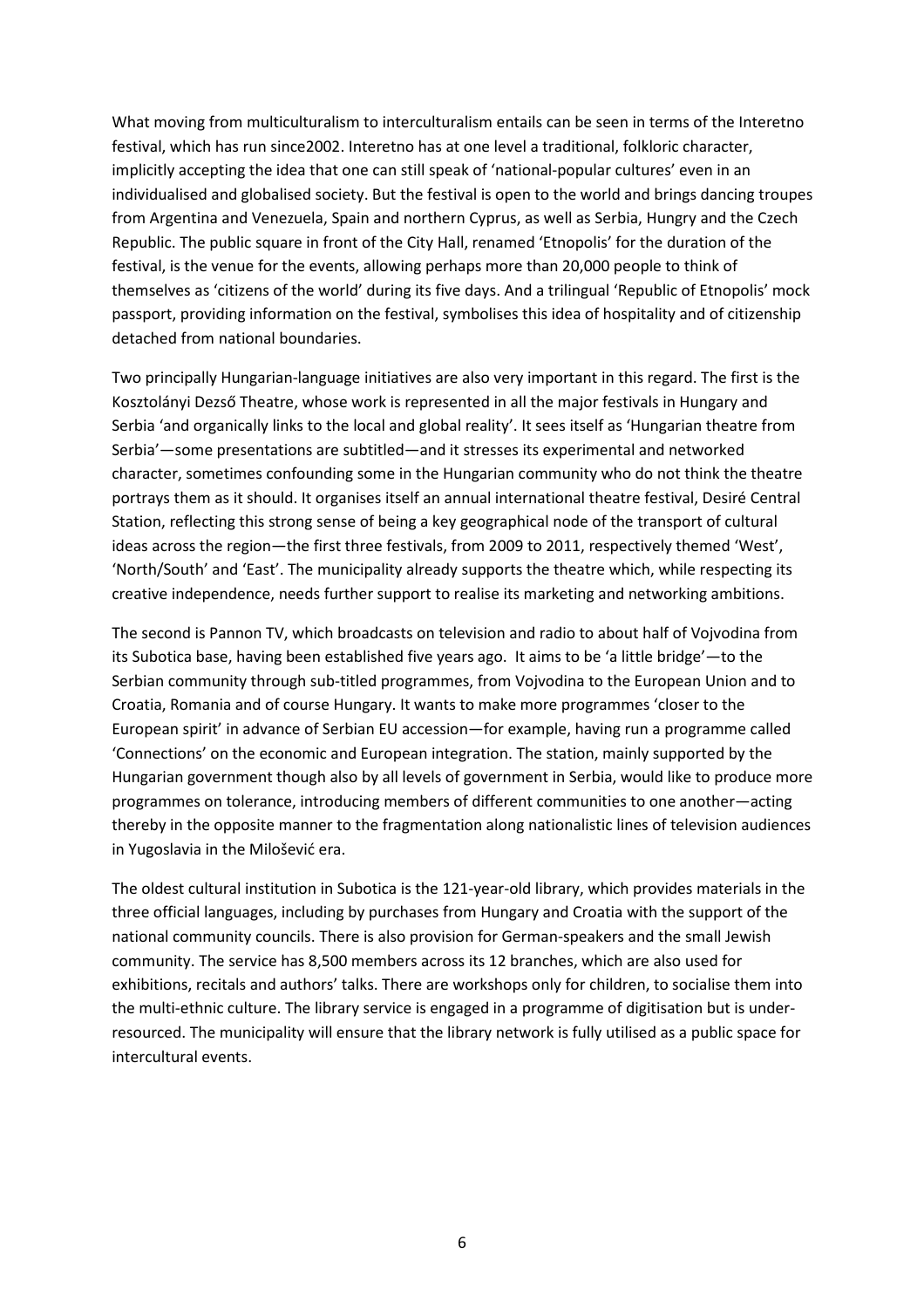What moving from multiculturalism to interculturalism entails can be seen in terms of the Interetno festival, which has run since2002. Interetno has at one level a traditional, folkloric character, implicitly accepting the idea that one can still speak of 'national-popular cultures' even in an individualised and globalised society. But the festival is open to the world and brings dancing troupes from Argentina and Venezuela, Spain and northern Cyprus, as well as Serbia, Hungry and the Czech Republic. The public square in front of the City Hall, renamed 'Etnopolis' for the duration of the festival, is the venue for the events, allowing perhaps more than 20,000 people to think of themselves as 'citizens of the world' during its five days. And a trilingual 'Republic of Etnopolis' mock passport, providing information on the festival, symbolises this idea of hospitality and of citizenship detached from national boundaries.

Two principally Hungarian-language initiatives are also very important in this regard. The first is the Kosztolányi Dezső Theatre, whose work is represented in all the major festivals in Hungary and Serbia 'and organically links to the local and global reality'. It sees itself as 'Hungarian theatre from Serbia'—some presentations are subtitled—and it stresses its experimental and networked character, sometimes confounding some in the Hungarian community who do not think the theatre portrays them as it should. It organises itself an annual international theatre festival, Desiré Central Station, reflecting this strong sense of being a key geographical node of the transport of cultural ideas across the region—the first three festivals, from 2009 to 2011, respectively themed 'West', 'North/South' and 'East'. The municipality already supports the theatre which, while respecting its creative independence, needs further support to realise its marketing and networking ambitions.

The second is Pannon TV, which broadcasts on television and radio to about half of Vojvodina from its Subotica base, having been established five years ago. It aims to be 'a little bridge'—to the Serbian community through sub-titled programmes, from Vojvodina to the European Union and to Croatia, Romania and of course Hungary. It wants to make more programmes 'closer to the European spirit' in advance of Serbian EU accession—for example, having run a programme called 'Connections' on the economic and European integration. The station, mainly supported by the Hungarian government though also by all levels of government in Serbia, would like to produce more programmes on tolerance, introducing members of different communities to one another—acting thereby in the opposite manner to the fragmentation along nationalistic lines of television audiences in Yugoslavia in the Milošević era.

The oldest cultural institution in Subotica is the 121-year-old library, which provides materials in the three official languages, including by purchases from Hungary and Croatia with the support of the national community councils. There is also provision for German-speakers and the small Jewish community. The service has 8,500 members across its 12 branches, which are also used for exhibitions, recitals and authors' talks. There are workshops only for children, to socialise them into the multi-ethnic culture. The library service is engaged in a programme of digitisation but is under-resourced. The municipality will ensure that the library network is fully utilised as a public space for intercultural events.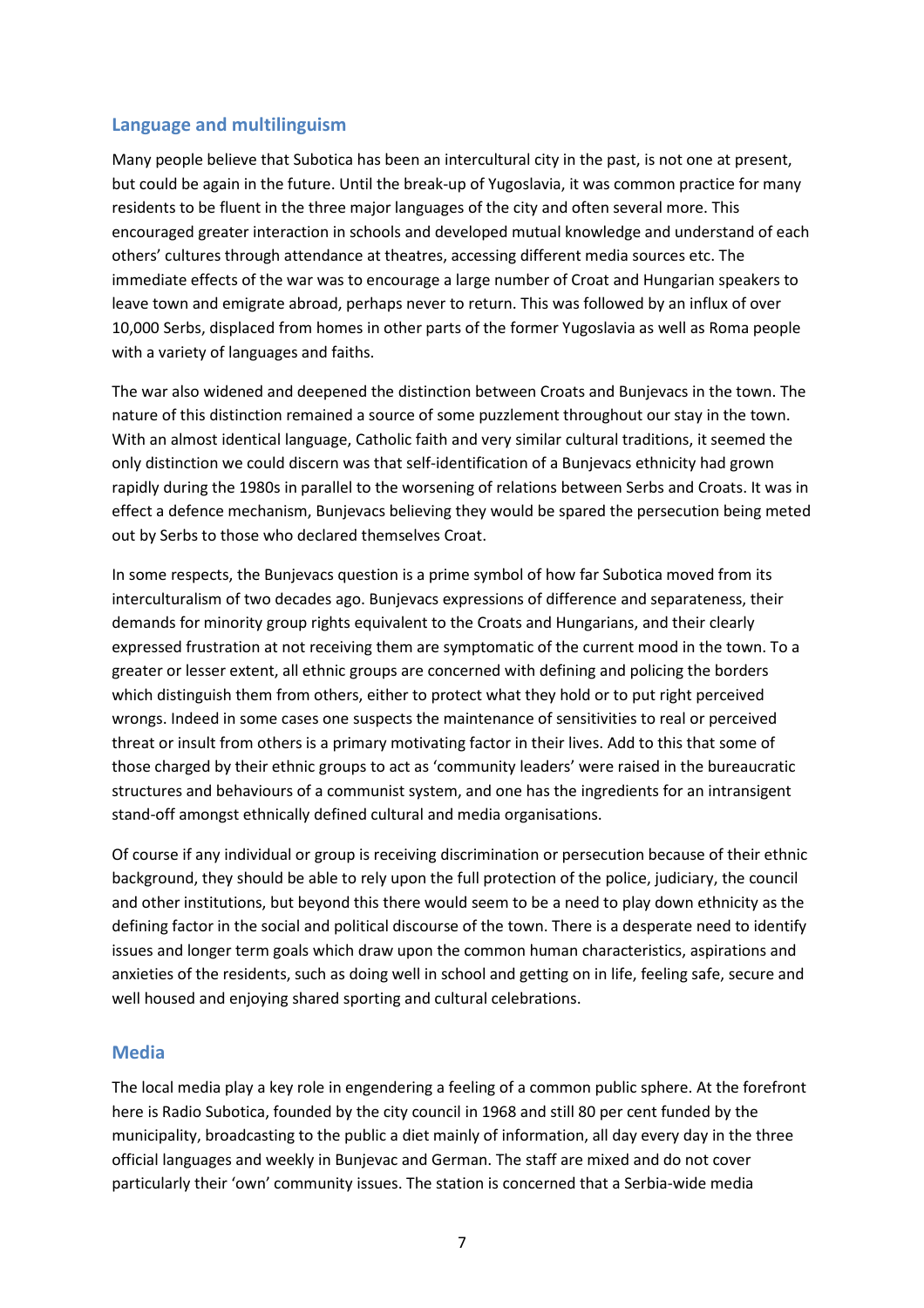## Language and multilinguism

Many people believe that Subotica has been an intercultural city in the past, is not one at present, but could be again in the future. Until the break-up of Yugoslavia, it was common practice for many residents to be fluent in the three major languages of the city and often several more. This encouraged greater interaction in schools and developed mutual knowledge and understand of each others' cultures through attendance at theatres, accessing different media sources etc. The immediate effects of the war was to encourage a large number of Croat and Hungarian speakers to leave town and emigrate abroad, perhaps never to return. This was followed by an influx of over 10,000 Serbs, displaced from homes in other parts of the former Yugoslavia as well as Roma people with a variety of languages and faiths.

The war also widened and deepened the distinction between Croats and Bunjevacs in the town. The nature of this distinction remained a source of some puzzlement throughout our stay in the town. With an almost identical language, Catholic faith and very similar cultural traditions, it seemed the only distinction we could discern was that self-identification of a Bunjevacs ethnicity had grown rapidly during the 1980s in parallel to the worsening of relations between Serbs and Croats. It was in effect a defence mechanism, Bunjevacs believing they would be spared the persecution being meted out by Serbs to those who declared themselves Croat.

In some respects, the Bunjevacs question is a prime symbol of how far Subotica moved from its interculturalism of two decades ago. Bunjevacs expressions of difference and separateness, their demands for minority group rights equivalent to the Croats and Hungarians, and their clearly expressed frustration at not receiving them are symptomatic of the current mood in the town. To a greater or lesser extent, all ethnic groups are concerned with defining and policing the borders which distinguish them from others, either to protect what they hold or to put right perceived wrongs. Indeed in some cases one suspects the maintenance of sensitivities to real or perceived threat or insult from others is a primary motivating factor in their lives. Add to this that some of those charged by their ethnic groups to act as 'community leaders' were raised in the bureaucratic structures and behaviours of a communist system, and one has the ingredients for an intransigent stand-off amongst ethnically defined cultural and media organisations.

Of course if any individual or group is receiving discrimination or persecution because of their ethnic background, they should be able to rely upon the full protection of the police, judiciary, the council and other institutions, but beyond this there would seem to be a need to play down ethnicity as the defining factor in the social and political discourse of the town. There is a desperate need to identify issues and longer term goals which draw upon the common human characteristics, aspirations and anxieties of the residents, such as doing well in school and getting on in life, feeling safe, secure and well housed and enjoying shared sporting and cultural celebrations.

## Media

The local media play a key role in engendering a feeling of a common public sphere. At the forefront here is Radio Subotica, founded by the city council in 1968 and still 80 per cent funded by the municipality, broadcasting to the public a diet mainly of information, all day every day in the three official languages and weekly in Bunjevac and German. The staff are mixed and do not cover particularly their 'own' community issues. The station is concerned that a Serbia-wide media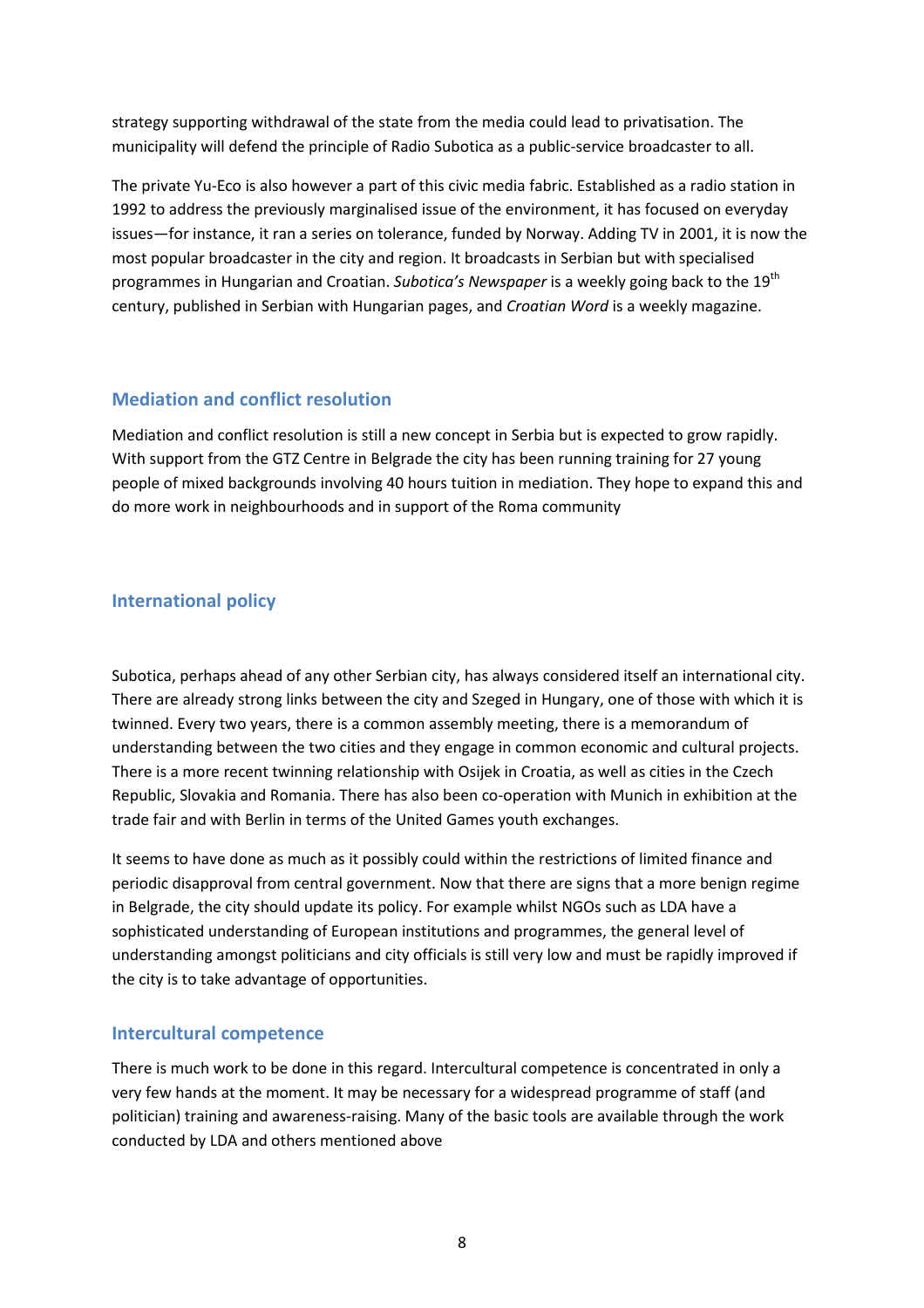strategy supporting withdrawal of the state from the media could lead to privatisation. The municipality will defend the principle of Radio Subotica as a public-service broadcaster to all.

The private Yu-Eco is also however a part of this civic media fabric. Established as a radio station in 1992 to address the previously marginalised issue of the environment, it has focused on everyday issues—for instance, it ran a series on tolerance, funded by Norway. Adding TV in 2001, it is now the most popular broadcaster in the city and region. It broadcasts in Serbian but with specialised programmes in Hungarian and Croatian. *Subotica's Newspaper* is a weekly going back to the 19th century, published in Serbian with Hungarian pages, and *Croatian Word* is a weekly magazine.

## Mediation and conflict resolution

Mediation and conflict resolution is still a new concept in Serbia but is expected to grow rapidly. With support from the GTZ Centre in Belgrade the city has been running training for 27 young people of mixed backgrounds involving 40 hours tuition in mediation. They hope to expand this and do more work in neighbourhoods and in support of the Roma community

## International policy

Subotica, perhaps ahead of any other Serbian city, has always considered itself an international city. There are already strong links between the city and Szeged in Hungary, one of those with which it is twinned. Every two years, there is a common assembly meeting, there is a memorandum of understanding between the two cities and they engage in common economic and cultural projects. There is a more recent twinning relationship with Osijek in Croatia, as well as cities in the Czech Republic, Slovakia and Romania. There has also been co-operation with Munich in exhibition at the trade fair and with Berlin in terms of the United Games youth exchanges.

It seems to have done as much as it possibly could within the restrictions of limited finance and periodic disapproval from central government. Now that there are signs that a more benign regime in Belgrade, the city should update its policy. For example whilst NGOs such as LDA have a sophisticated understanding of European institutions and programmes, the general level of understanding amongst politicians and city officials is still very low and must be rapidly improved if the city is to take advantage of opportunities.

## Intercultural competence

There is much work to be done in this regard. Intercultural competence is concentrated in only a very few hands at the moment. It may be necessary for a widespread programme of staff (and politician) training and awareness-raising. Many of the basic tools are available through the work conducted by LDA and others mentioned above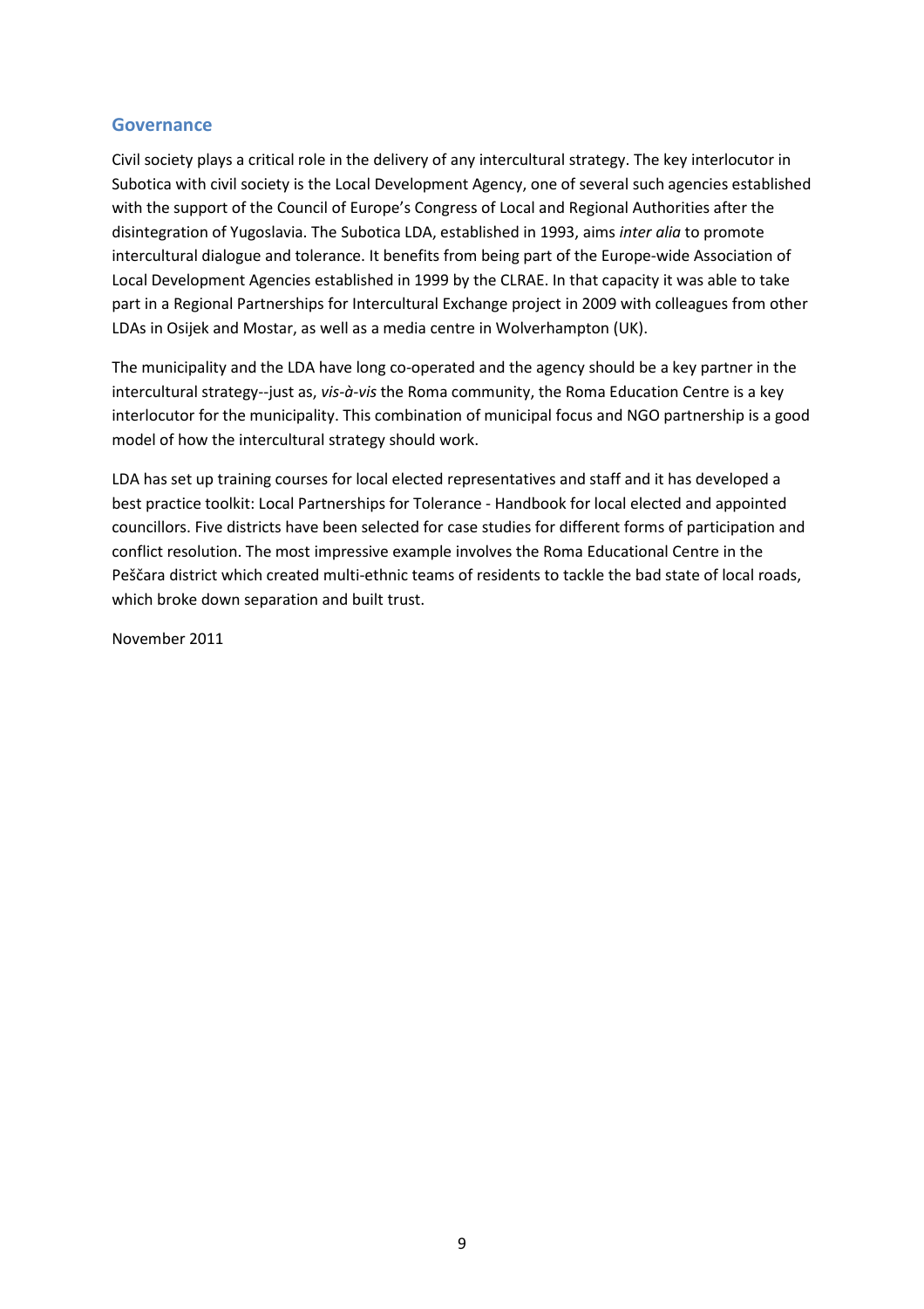## Governance

Civil society plays a critical role in the delivery of any intercultural strategy. The key interlocutor in Subotica with civil society is the Local Development Agency, one of several such agencies established with the support of the Council of Europe's Congress of Local and Regional Authorities after the disintegration of Yugoslavia. The Subotica LDA, established in 1993, aims *inter alia* to promote intercultural dialogue and tolerance. It benefits from being part of the Europe-wide Association of Local Development Agencies established in 1999 by the CLRAE. In that capacity it was able to take part in a Regional Partnerships for Intercultural Exchange project in 2009 with colleagues from other LDAs in Osijek and Mostar, as well as a media centre in Wolverhampton (UK).

The municipality and the LDA have long co-operated and the agency should be a key partner in the intercultural strategy--just as, *vis-à-vis* the Roma community, the Roma Education Centre is a key interlocutor for the municipality. This combination of municipal focus and NGO partnership is a good model of how the intercultural strategy should work.

LDA has set up training courses for local elected representatives and staff and it has developed a best practice toolkit: Local Partnerships for Tolerance - Handbook for local elected and appointed councillors. Five districts have been selected for case studies for different forms of participation and conflict resolution. The most impressive example involves the Roma Educational Centre in the Peščara district which created multi-ethnic teams of residents to tackle the bad state of local roads, which broke down separation and built trust.

November 2011